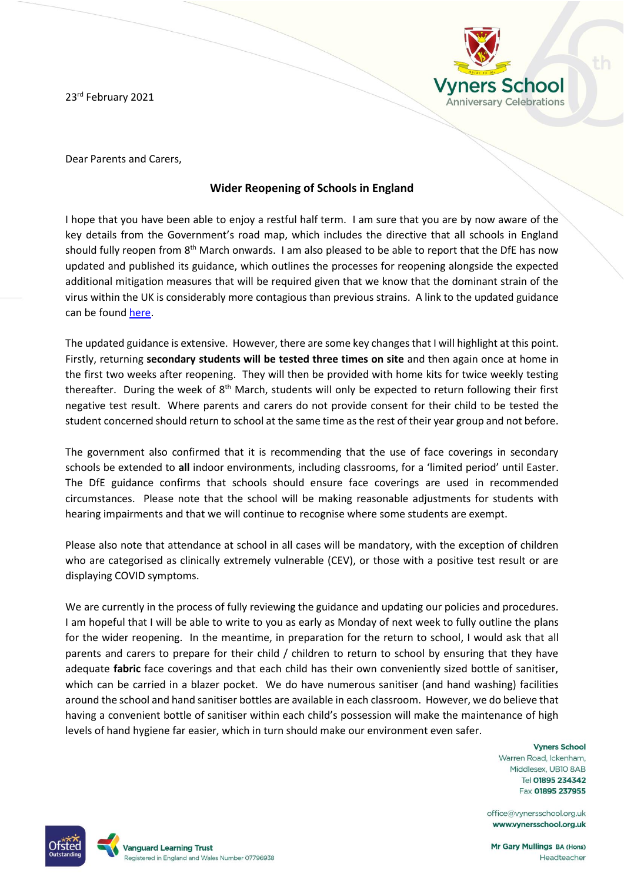Vyners School
Anniversary Celebrations

23rd February 2021

Dear Parents and Carers,

## Wider Reopening of Schools in England

I hope that you have been able to enjoy a restful half term. I am sure that you are by now aware of the key details from the Government's road map, which includes the directive that all schools in England should fully reopen from 8th March onwards. I am also pleased to be able to report that the DfE has now updated and published its guidance, which outlines the processes for reopening alongside the expected additional mitigation measures that will be required given that we know that the dominant strain of the virus within the UK is considerably more contagious than previous strains. A link to the updated guidance can be found here.

The updated guidance is extensive. However, there are some key changes that I will highlight at this point. Firstly, returning **secondary students will be tested three times on site** and then again once at home in the first two weeks after reopening. They will then be provided with home kits for twice weekly testing thereafter. During the week of 8th March, students will only be expected to return following their first negative test result. Where parents and carers do not provide consent for their child to be tested the student concerned should return to school at the same time as the rest of their year group and not before.

The government also confirmed that it is recommending that the use of face coverings in secondary schools be extended to **all** indoor environments, including classrooms, for a 'limited period' until Easter. The DfE guidance confirms that schools should ensure face coverings are used in recommended circumstances. Please note that the school will be making reasonable adjustments for students with hearing impairments and that we will continue to recognise where some students are exempt.

Please also note that attendance at school in all cases will be mandatory, with the exception of children who are categorised as clinically extremely vulnerable (CEV), or those with a positive test result or are displaying COVID symptoms.

We are currently in the process of fully reviewing the guidance and updating our policies and procedures. I am hopeful that I will be able to write to you as early as Monday of next week to fully outline the plans for the wider reopening. In the meantime, in preparation for the return to school, I would ask that all parents and carers to prepare for their child / children to return to school by ensuring that they have adequate **fabric** face coverings and that each child has their own conveniently sized bottle of sanitiser, which can be carried in a blazer pocket. We do have numerous sanitiser (and hand washing) facilities around the school and hand sanitiser bottles are available in each classroom. However, we do believe that having a convenient bottle of sanitiser within each child's possession will make the maintenance of high levels of hand hygiene far easier, which in turn should make our environment even safer.

**Vyners School**
Warren Road, Ickenham,
Middlesex, UB10 8AB
Tel **01895 234342**
Fax **01895 237955**

office@vynersschool.org.uk
**www.vynersschool.org.uk**

**Mr Gary Mullings** BA (Hons)
Headteacher

Ofsted Outstanding

Vanguard Learning Trust
Registered in England and Wales Number 07796938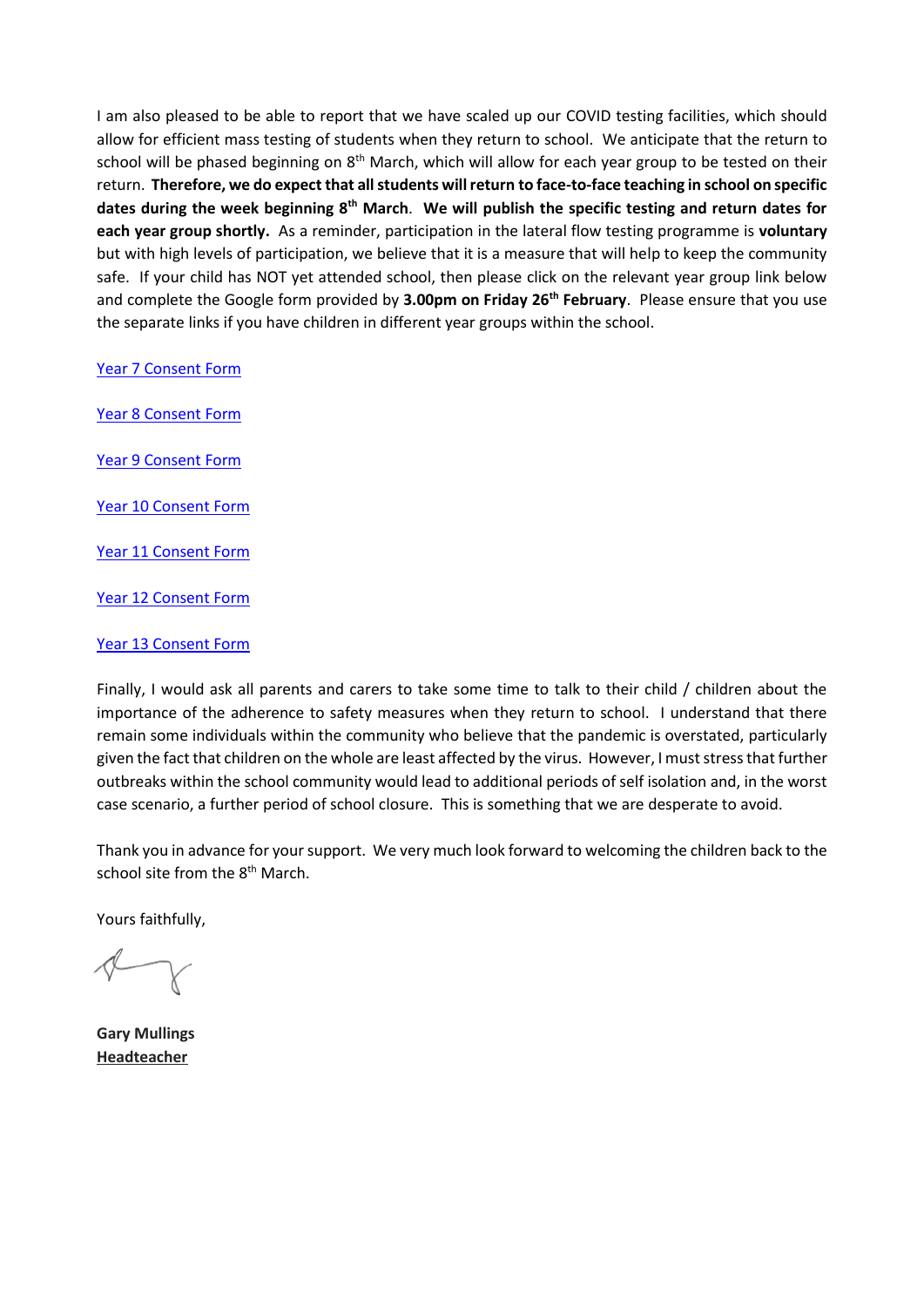I am also pleased to be able to report that we have scaled up our COVID testing facilities, which should allow for efficient mass testing of students when they return to school. We anticipate that the return to school will be phased beginning on 8th March, which will allow for each year group to be tested on their return. **Therefore, we do expect that all students will return to face-to-face teaching in school on specific dates during the week beginning 8th March**. **We will publish the specific testing and return dates for each year group shortly.** As a reminder, participation in the lateral flow testing programme is **voluntary** but with high levels of participation, we believe that it is a measure that will help to keep the community safe. If your child has NOT yet attended school, then please click on the relevant year group link below and complete the Google form provided by **3.00pm on Friday 26th February**. Please ensure that you use the separate links if you have children in different year groups within the school.

Year 7 Consent Form

Year 8 Consent Form

Year 9 Consent Form

Year 10 Consent Form

Year 11 Consent Form

Year 12 Consent Form

Year 13 Consent Form

Finally, I would ask all parents and carers to take some time to talk to their child / children about the importance of the adherence to safety measures when they return to school. I understand that there remain some individuals within the community who believe that the pandemic is overstated, particularly given the fact that children on the whole are least affected by the virus. However, I must stress that further outbreaks within the school community would lead to additional periods of self isolation and, in the worst case scenario, a further period of school closure. This is something that we are desperate to avoid.

Thank you in advance for your support. We very much look forward to welcoming the children back to the school site from the 8th March.

Yours faithfully,

**Gary Mullings**
**Headteacher**